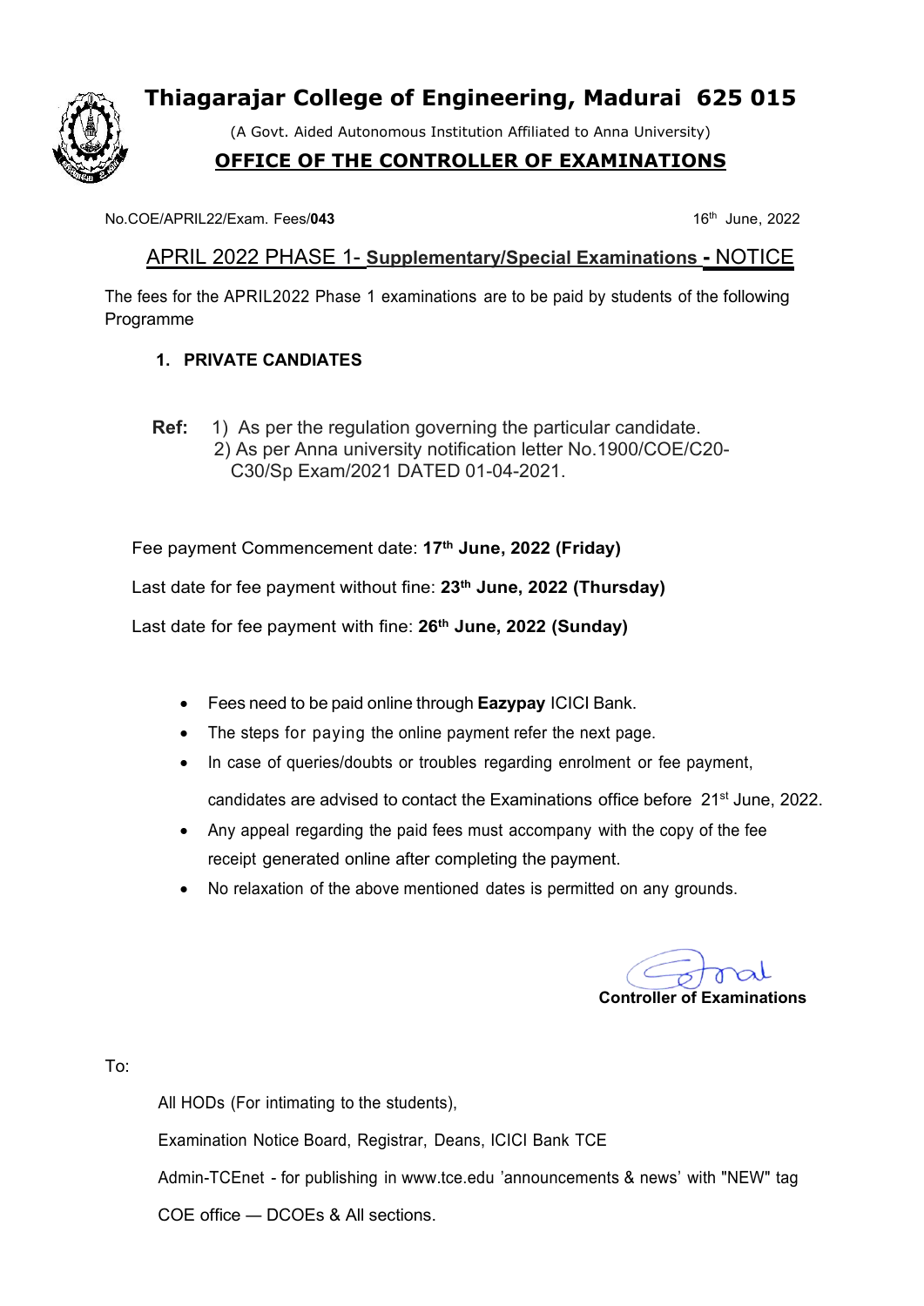# Thiagarajar College of Engineering, Madurai 625 015

(A Govt. Aided Autonomous Institution Affiliated to Anna University)

## OFFICE OF THE CONTROLLER OF EXAMINATIONS

No.COE/APRIL22/Exam. Fees/**043** 16th June, 2022

### APRIL 2022 PHASE 1- **Supplementary/Special Examinations - NOTICE**

The fees for the APRIL2022 Phase 1 examinations are to be paid by students of the following Programme

1. **PRIVATE CANDIATES**

**Ref:** 1) As per the regulation governing the particular candidate.
2) As per Anna university notification letter No.1900/COE/C20-C30/Sp Exam/2021 DATED 01-04-2021.

Fee payment Commencement date: **17th June, 2022 (Friday)**

Last date for fee payment without fine: **23th June, 2022 (Thursday)**

Last date for fee payment with fine: **26th June, 2022 (Sunday)**

- Fees need to be paid online through **Eazypay** ICICI Bank.
- The steps for paying the online payment refer the next page.
- In case of queries/doubts or troubles regarding enrolment or fee payment, candidates are advised to contact the Examinations office before 21st June, 2022.
- Any appeal regarding the paid fees must accompany with the copy of the fee receipt generated online after completing the payment.
- No relaxation of the above mentioned dates is permitted on any grounds.

**Controller of Examinations**

To:

All HODs (For intimating to the students),

Examination Notice Board, Registrar, Deans, ICICI Bank TCE

Admin-TCEnet - for publishing in www.tce.edu 'announcements & news' with "NEW" tag

COE office — DCOEs & All sections.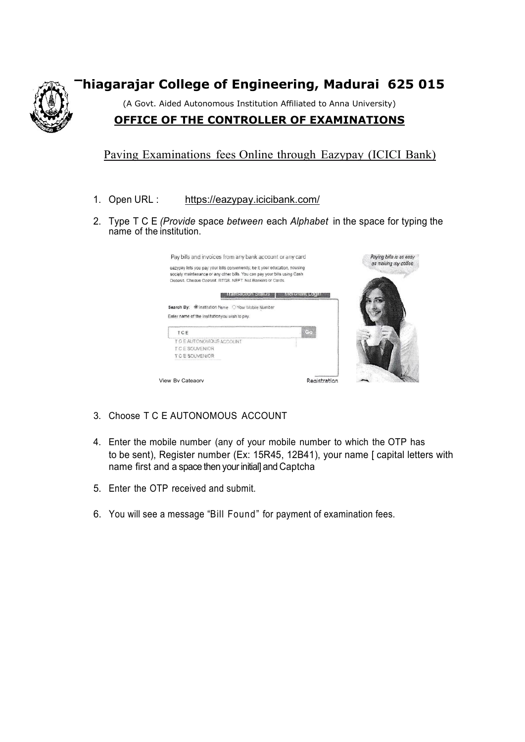# Thiagarajar College of Engineering, Madurai 625 015

(A Govt. Aided Autonomous Institution Affiliated to Anna University)

## OFFICE OF THE CONTROLLER OF EXAMINATIONS

Paying Examinations fees Online through Eazypay (ICICI Bank)

1. Open URL : https://eazypay.icicibank.com/
2. Type T C E *(Provide* space *between* each *Alphabet* in the space for typing the name of the institution.

Pay bills and invoices from any bank account or any card

eazypay lets you pay your bills conveniently, be it your education, housing society maintenance or any other bills. You can pay your bills using Cash Deposit, Cheque Deposit, RTGS, NEFT, Net Banking or Cards.

Transaction Status | Merchant Login

Search By: Institution Name / Your Mobile Number

Enter name of the institution you wish to pay

T C E — Go

T C E AUTONOMOUS ACCOUNT

T C E SOUVENIOR

T C E SOUVENIOR

View By Category — Registration

Paying bills is as easy as making my coffee

3. Choose T C E AUTONOMOUS ACCOUNT
4. Enter the mobile number (any of your mobile number to which the OTP has to be sent), Register number (Ex: 15R45, 12B41), your name [ capital letters with name first and a space then your initial] and Captcha
5. Enter the OTP received and submit.
6. You will see a message "Bill Found" for payment of examination fees.